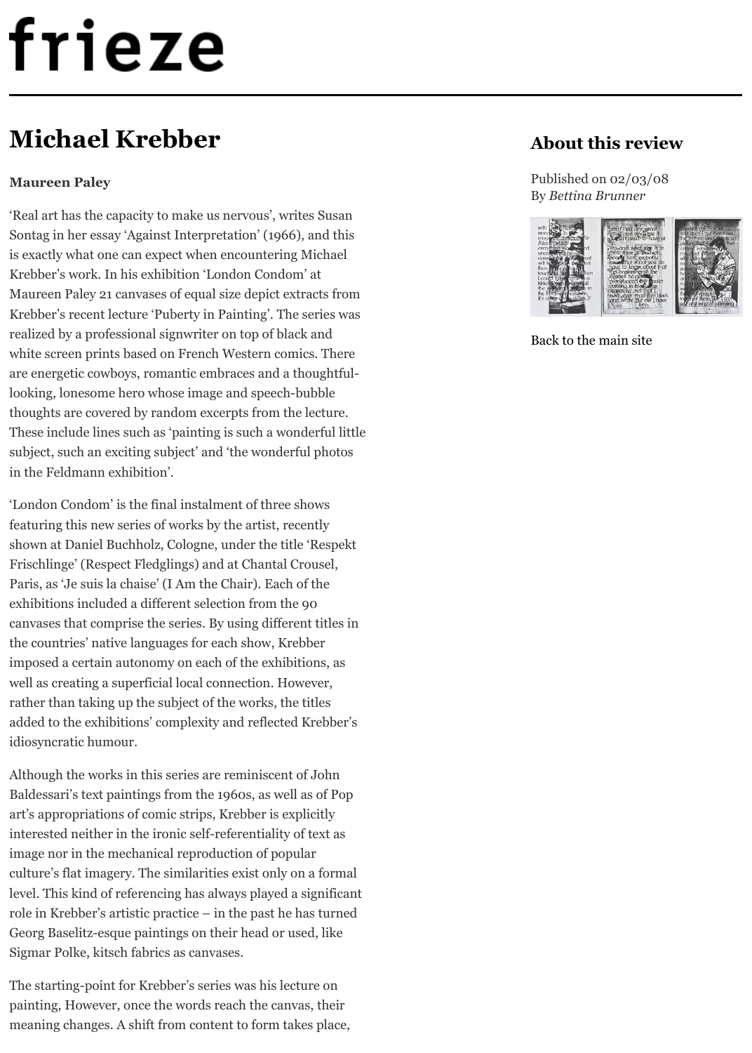# frieze

## Michael Krebber

**Maureen Paley**

'Real art has the capacity to make us nervous', writes Susan Sontag in her essay 'Against Interpretation' (1966), and this is exactly what one can expect when encountering Michael Krebber's work. In his exhibition 'London Condom' at Maureen Paley 21 canvases of equal size depict extracts from Krebber's recent lecture 'Puberty in Painting'. The series was realized by a professional signwriter on top of black and white screen prints based on French Western comics. There are energetic cowboys, romantic embraces and a thoughtful-looking, lonesome hero whose image and speech-bubble thoughts are covered by random excerpts from the lecture. These include lines such as 'painting is such a wonderful little subject, such an exciting subject' and 'the wonderful photos in the Feldmann exhibition'.

'London Condom' is the final instalment of three shows featuring this new series of works by the artist, recently shown at Daniel Buchholz, Cologne, under the title 'Respekt Frischlinge' (Respect Fledglings) and at Chantal Crousel, Paris, as 'Je suis la chaise' (I Am the Chair). Each of the exhibitions included a different selection from the 90 canvases that comprise the series. By using different titles in the countries' native languages for each show, Krebber imposed a certain autonomy on each of the exhibitions, as well as creating a superficial local connection. However, rather than taking up the subject of the works, the titles added to the exhibitions' complexity and reflected Krebber's idiosyncratic humour.

Although the works in this series are reminiscent of John Baldessari's text paintings from the 1960s, as well as of Pop art's appropriations of comic strips, Krebber is explicitly interested neither in the ironic self-referentiality of text as image nor in the mechanical reproduction of popular culture's flat imagery. The similarities exist only on a formal level. This kind of referencing has always played a significant role in Krebber's artistic practice – in the past he has turned Georg Baselitz-esque paintings on their head or used, like Sigmar Polke, kitsch fabrics as canvases.

The starting-point for Krebber's series was his lecture on painting, However, once the words reach the canvas, their meaning changes. A shift from content to form takes place,

### About this review

Published on 02/03/08
By *Bettina Brunner*

Back to the main site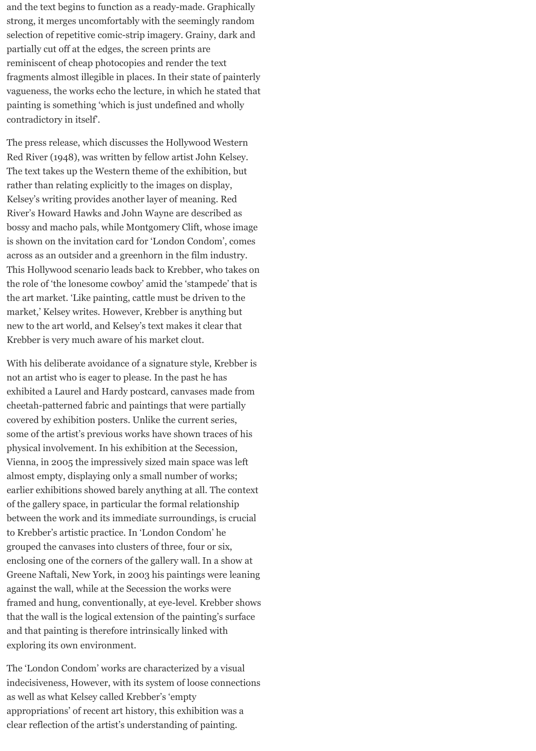and the text begins to function as a ready-made. Graphically strong, it merges uncomfortably with the seemingly random selection of repetitive comic-strip imagery. Grainy, dark and partially cut off at the edges, the screen prints are reminiscent of cheap photocopies and render the text fragments almost illegible in places. In their state of painterly vagueness, the works echo the lecture, in which he stated that painting is something 'which is just undefined and wholly contradictory in itself'.

The press release, which discusses the Hollywood Western Red River (1948), was written by fellow artist John Kelsey. The text takes up the Western theme of the exhibition, but rather than relating explicitly to the images on display, Kelsey's writing provides another layer of meaning. Red River's Howard Hawks and John Wayne are described as bossy and macho pals, while Montgomery Clift, whose image is shown on the invitation card for 'London Condom', comes across as an outsider and a greenhorn in the film industry. This Hollywood scenario leads back to Krebber, who takes on the role of 'the lonesome cowboy' amid the 'stampede' that is the art market. 'Like painting, cattle must be driven to the market,' Kelsey writes. However, Krebber is anything but new to the art world, and Kelsey's text makes it clear that Krebber is very much aware of his market clout.

With his deliberate avoidance of a signature style, Krebber is not an artist who is eager to please. In the past he has exhibited a Laurel and Hardy postcard, canvases made from cheetah-patterned fabric and paintings that were partially covered by exhibition posters. Unlike the current series, some of the artist's previous works have shown traces of his physical involvement. In his exhibition at the Secession, Vienna, in 2005 the impressively sized main space was left almost empty, displaying only a small number of works; earlier exhibitions showed barely anything at all. The context of the gallery space, in particular the formal relationship between the work and its immediate surroundings, is crucial to Krebber's artistic practice. In 'London Condom' he grouped the canvases into clusters of three, four or six, enclosing one of the corners of the gallery wall. In a show at Greene Naftali, New York, in 2003 his paintings were leaning against the wall, while at the Secession the works were framed and hung, conventionally, at eye-level. Krebber shows that the wall is the logical extension of the painting's surface and that painting is therefore intrinsically linked with exploring its own environment.

The 'London Condom' works are characterized by a visual indecisiveness, However, with its system of loose connections as well as what Kelsey called Krebber's 'empty appropriations' of recent art history, this exhibition was a clear reflection of the artist's understanding of painting.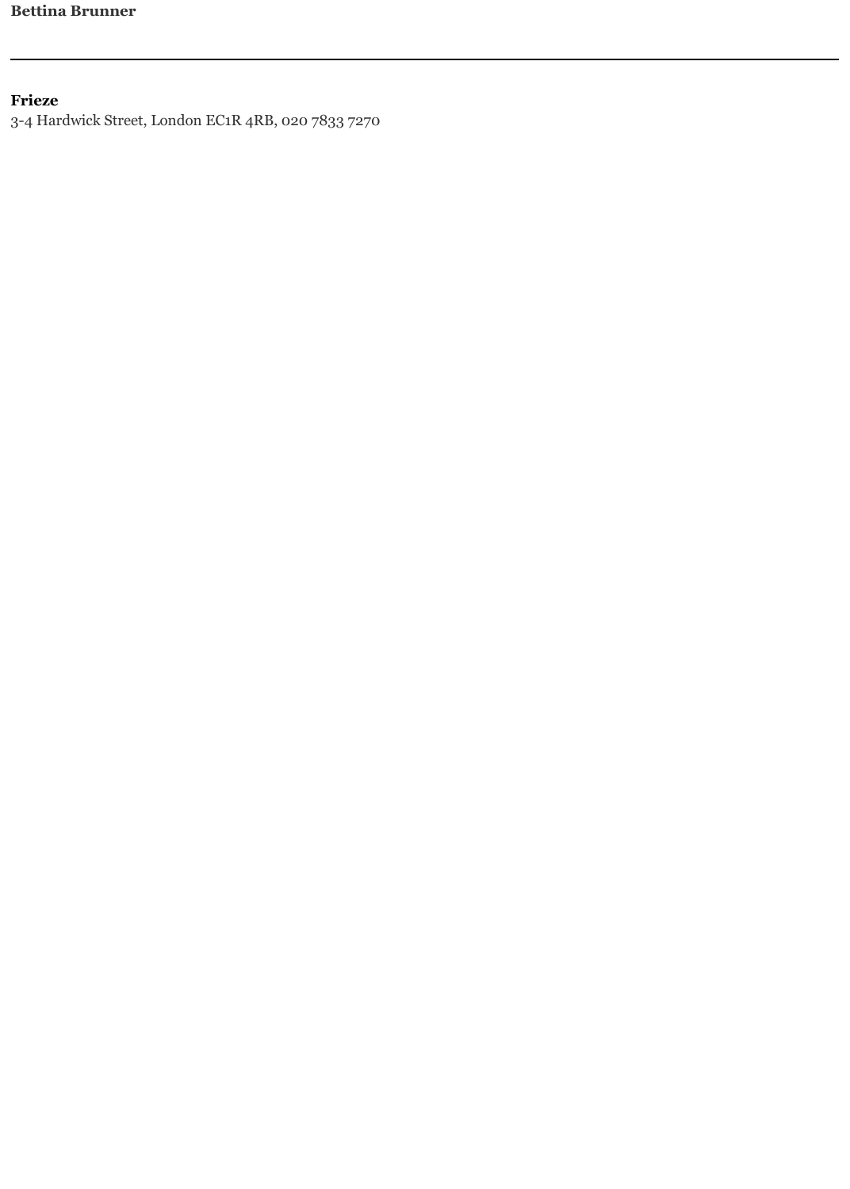**Bettina Brunner**

---

**Frieze**
3-4 Hardwick Street, London EC1R 4RB, 020 7833 7270